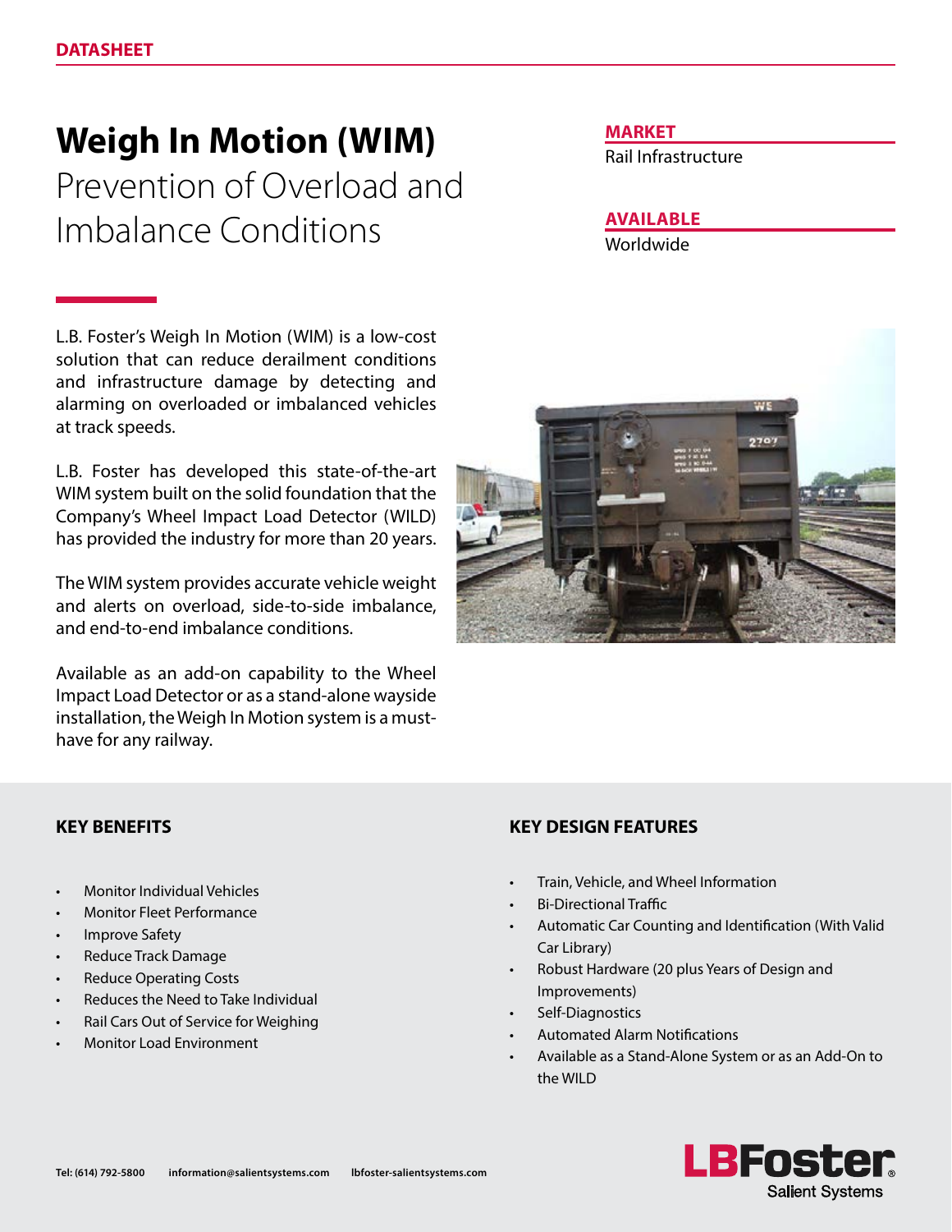DATASHEET

# Weigh In Motion (WIM)

## Prevention of Overload and Imbalance Conditions

**MARKET**

Rail Infrastructure

**AVAILABLE**

Worldwide

L.B. Foster's Weigh In Motion (WIM) is a low-cost solution that can reduce derailment conditions and infrastructure damage by detecting and alarming on overloaded or imbalanced vehicles at track speeds.

L.B. Foster has developed this state-of-the-art WIM system built on the solid foundation that the Company's Wheel Impact Load Detector (WILD) has provided the industry for more than 20 years.

The WIM system provides accurate vehicle weight and alerts on overload, side-to-side imbalance, and end-to-end imbalance conditions.

Available as an add-on capability to the Wheel Impact Load Detector or as a stand-alone wayside installation, the Weigh In Motion system is a must-have for any railway.

### KEY BENEFITS

- Monitor Individual Vehicles
- Monitor Fleet Performance
- Improve Safety
- Reduce Track Damage
- Reduce Operating Costs
- Reduces the Need to Take Individual
- Rail Cars Out of Service for Weighing
- Monitor Load Environment

### KEY DESIGN FEATURES

- Train, Vehicle, and Wheel Information
- Bi-Directional Traffic
- Automatic Car Counting and Identification (With Valid Car Library)
- Robust Hardware (20 plus Years of Design and Improvements)
- Self-Diagnostics
- Automated Alarm Notifications
- Available as a Stand-Alone System or as an Add-On to the WILD

Tel: (614) 792-5800 information@salientsystems.com lbfoster-salientsystems.com

LBFoster Salient Systems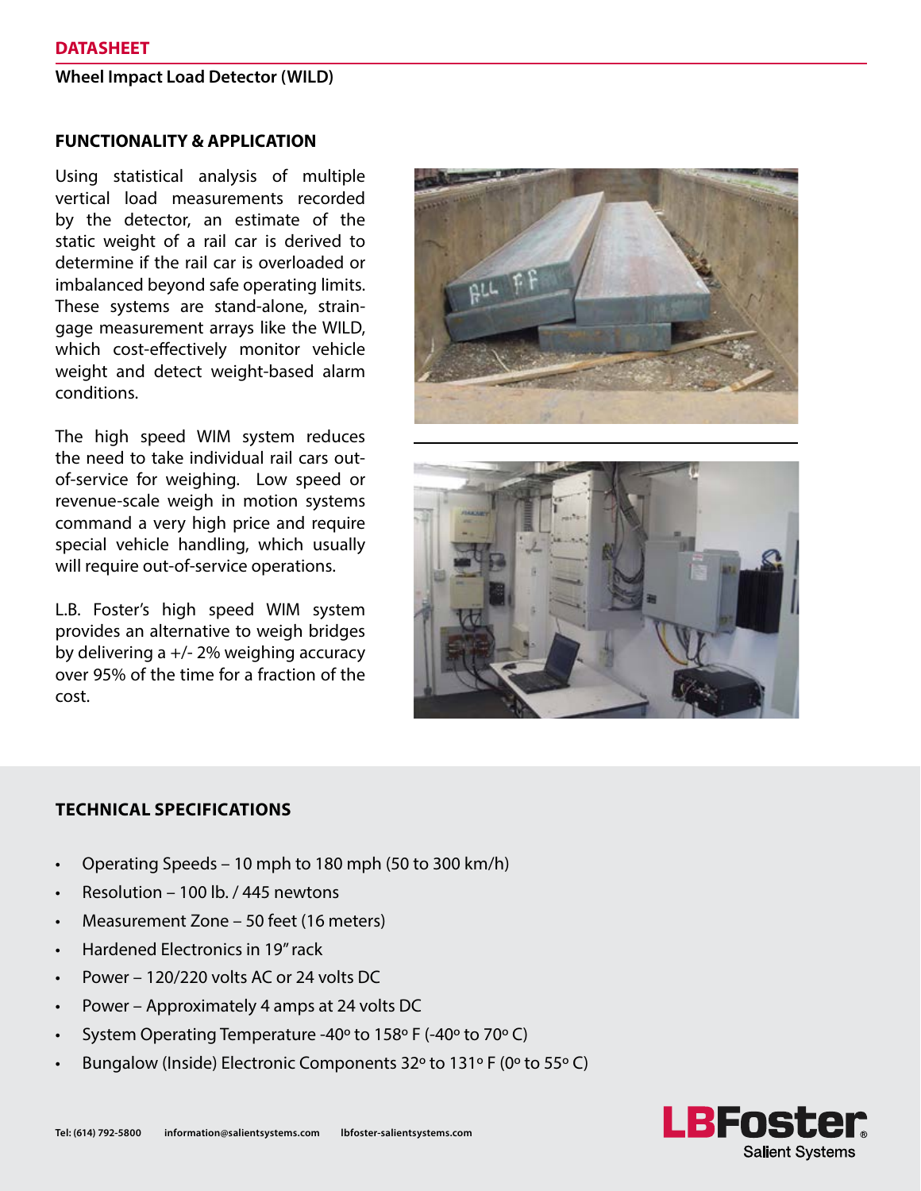DATASHEET

Wheel Impact Load Detector (WILD)

## FUNCTIONALITY & APPLICATION

Using statistical analysis of multiple vertical load measurements recorded by the detector, an estimate of the static weight of a rail car is derived to determine if the rail car is overloaded or imbalanced beyond safe operating limits. These systems are stand-alone, strain-gage measurement arrays like the WILD, which cost-effectively monitor vehicle weight and detect weight-based alarm conditions.

The high speed WIM system reduces the need to take individual rail cars out-of-service for weighing. Low speed or revenue-scale weigh in motion systems command a very high price and require special vehicle handling, which usually will require out-of-service operations.

L.B. Foster's high speed WIM system provides an alternative to weigh bridges by delivering a +/- 2% weighing accuracy over 95% of the time for a fraction of the cost.

## TECHNICAL SPECIFICATIONS

- Operating Speeds – 10 mph to 180 mph (50 to 300 km/h)
- Resolution – 100 lb. / 445 newtons
- Measurement Zone – 50 feet (16 meters)
- Hardened Electronics in 19" rack
- Power – 120/220 volts AC or 24 volts DC
- Power – Approximately 4 amps at 24 volts DC
- System Operating Temperature -40º to 158º F (-40º to 70º C)
- Bungalow (Inside) Electronic Components 32º to 131º F (0º to 55º C)

Tel: (614) 792-5800 information@salientsystems.com lbfoster-salientsystems.com

LBFoster Salient Systems